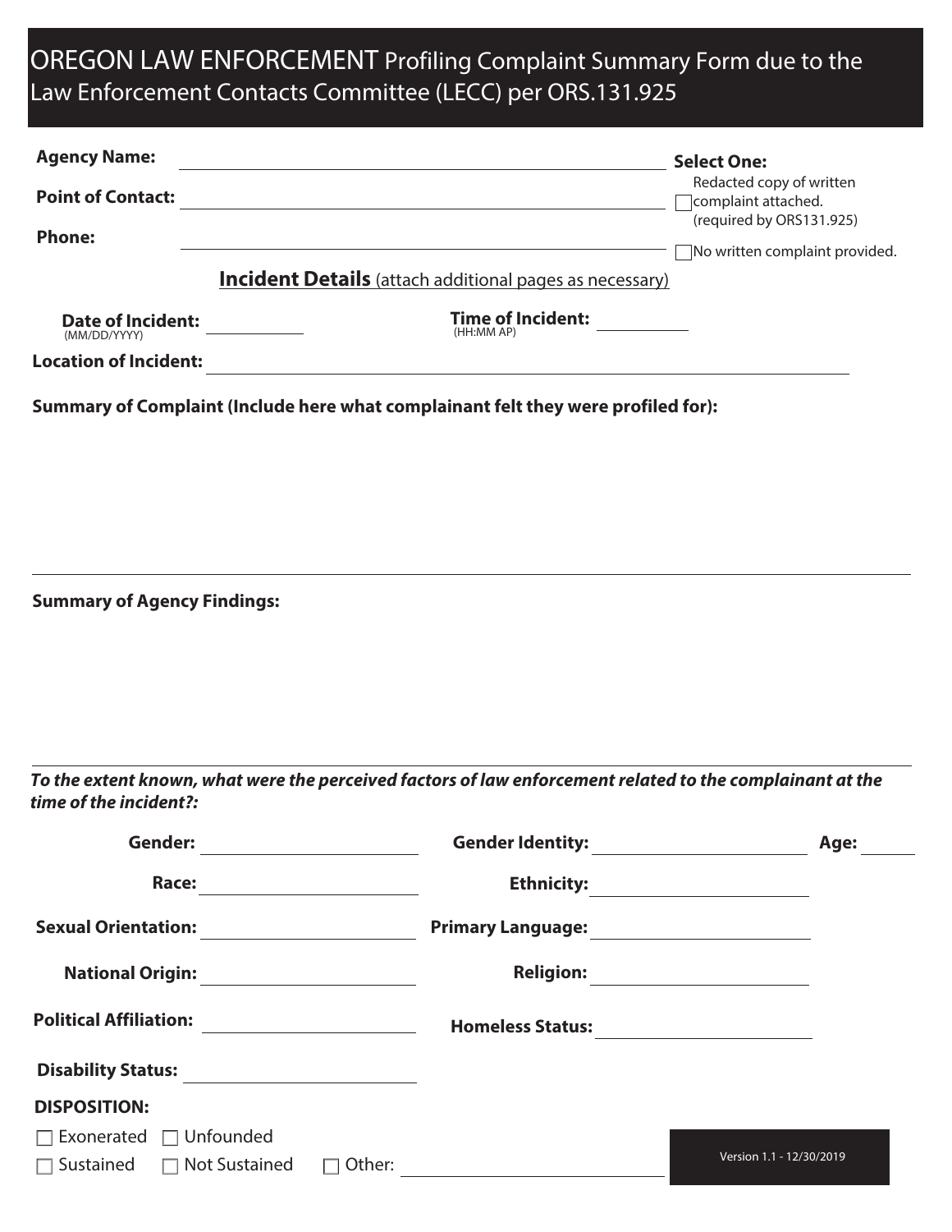# OREGON LAW ENFORCEMENT Profiling Complaint Summary Form due to the Law Enforcement Contacts Committee (LECC) per ORS.131.925

**Agency Name:** ______________________________

**Point of Contact:** ______________________________

**Phone:** ______________________________

**Select One:**

- ☐ Redacted copy of written complaint attached. (required by ORS131.925)
- ☐ No written complaint provided.

## Incident Details (attach additional pages as necessary)

**Date of Incident:** (MM/DD/YYYY) ____________

**Time of Incident:** (HH:MM AP) ____________

**Location of Incident:** ______________________________

**Summary of Complaint (Include here what complainant felt they were profiled for):**

**Summary of Agency Findings:**

***To the extent known, what were the perceived factors of law enforcement related to the complainant at the time of the incident?:***

**Gender:** ____________ **Gender Identity:** ____________ **Age:** ______

**Race:** ____________ **Ethnicity:** ____________

**Sexual Orientation:** ____________ **Primary Language:** ____________

**National Origin:** ____________ **Religion:** ____________

**Political Affiliation:** ____________ **Homeless Status:** ____________

**Disability Status:** ____________

**DISPOSITION:**

☐ Exonerated ☐ Unfounded

☐ Sustained ☐ Not Sustained ☐ Other: ____________

Version 1.1 - 12/30/2019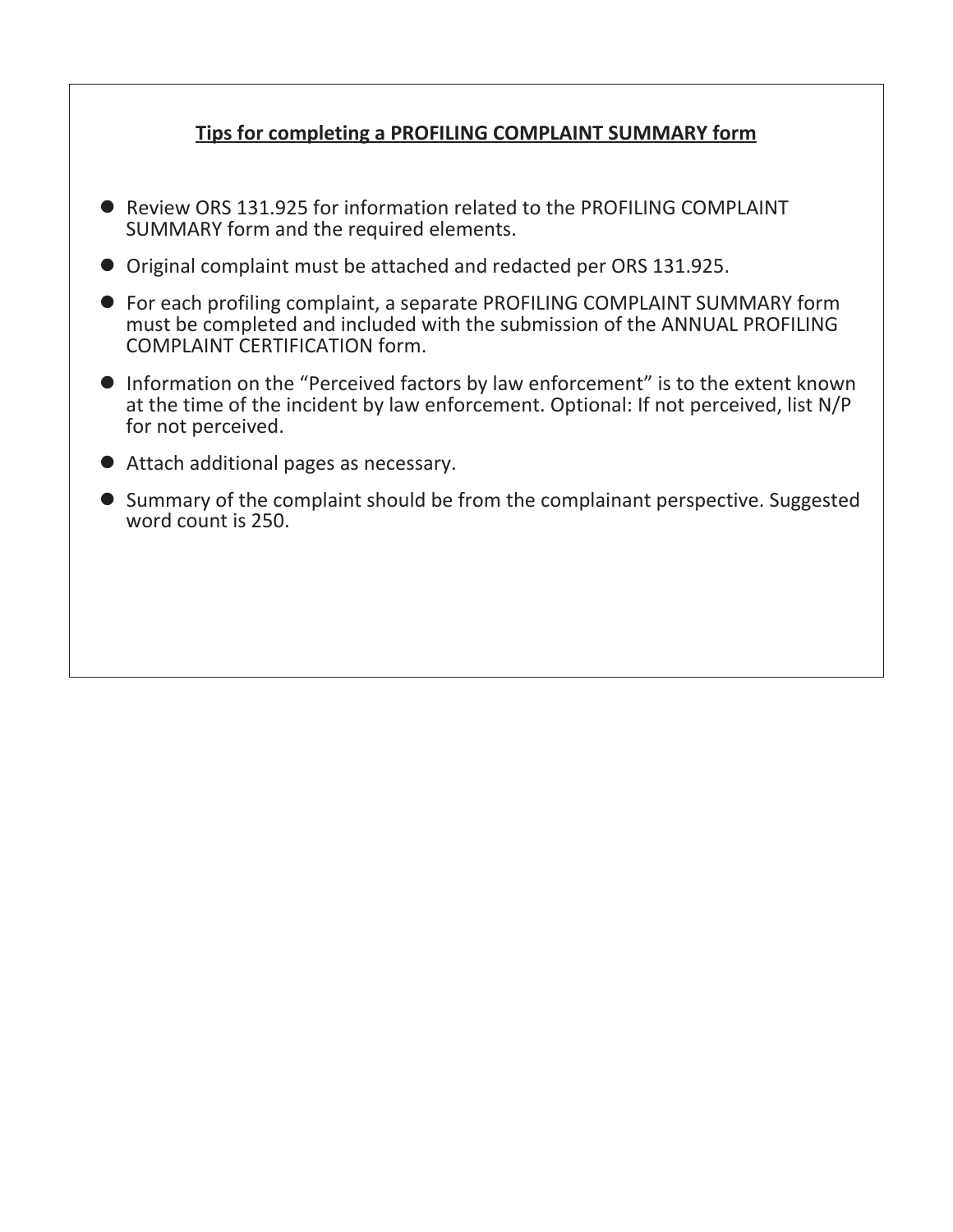## **Tips for completing a PROFILING COMPLAINT SUMMARY form**

- Review ORS 131.925 for information related to the PROFILING COMPLAINT SUMMARY form and the required elements.
- Original complaint must be attached and redacted per ORS 131.925.
- For each profiling complaint, a separate PROFILING COMPLAINT SUMMARY form must be completed and included with the submission of the ANNUAL PROFILING COMPLAINT CERTIFICATION form.
- Information on the "Perceived factors by law enforcement" is to the extent known at the time of the incident by law enforcement. Optional: If not perceived, list N/P for not perceived.
- Attach additional pages as necessary.
- Summary of the complaint should be from the complainant perspective. Suggested word count is 250.